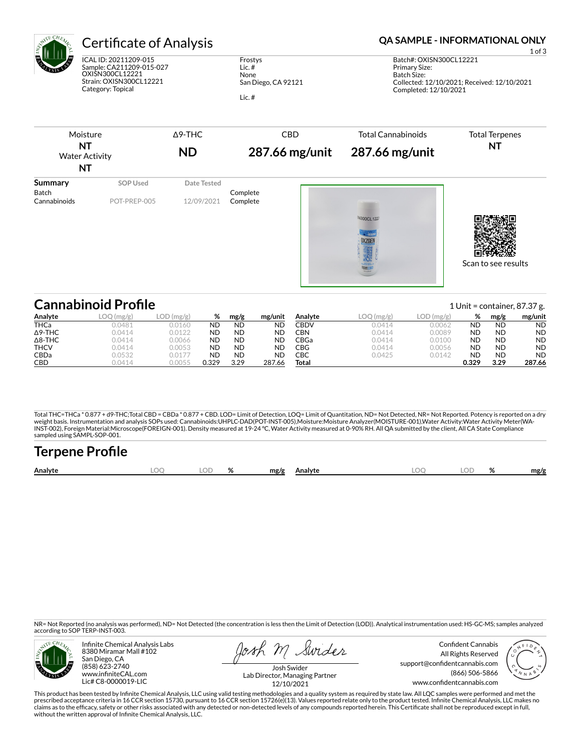# Certificate of Analysis

**QA SAMPLE - INFORMATIONAL ONLY**

ICAL ID: 20211209-015
Sample: CA211209-015-027
OXISN300CL12221
Strain: OXISN300CL12221
Category: Topical

Frostys
Lic. #
None
San Diego, CA 92121

Lic. #

Batch#: OXISN300CL12221
Primary Size:
Batch Size:
Collected: 12/10/2021; Received: 12/10/2021
Completed: 12/10/2021

| Moisture | Δ9-THC | CBD | Total Cannabinoids | Total Terpenes |
|---|---|---|---|---|
| **NT** | **ND** | **287.66 mg/unit** | **287.66 mg/unit** | **NT** |
| Water Activity **NT** | | | | |

| Summary | SOP Used | Date Tested | |
|---|---|---|---|
| Batch | | | Complete |
| Cannabinoids | POT-PREP-005 | 12/09/2021 | Complete |

Scan to see results

## Cannabinoid Profile

1 Unit = container, 87.37 g.

| Analyte | LOQ (mg/g) | LOD (mg/g) | % | mg/g | mg/unit | Analyte | LOQ (mg/g) | LOD (mg/g) | % | mg/g | mg/unit |
|---|---|---|---|---|---|---|---|---|---|---|---|
| THCa | 0.0481 | 0.0160 | ND | ND | ND | CBDV | 0.0414 | 0.0062 | ND | ND | ND |
| Δ9-THC | 0.0414 | 0.0122 | ND | ND | ND | CBN | 0.0414 | 0.0089 | ND | ND | ND |
| Δ8-THC | 0.0414 | 0.0066 | ND | ND | ND | CBGa | 0.0414 | 0.0100 | ND | ND | ND |
| THCV | 0.0414 | 0.0053 | ND | ND | ND | CBG | 0.0414 | 0.0056 | ND | ND | ND |
| CBDa | 0.0532 | 0.0177 | ND | ND | ND | CBC | 0.0425 | 0.0142 | ND | ND | ND |
| CBD | 0.0414 | 0.0055 | 0.329 | 3.29 | 287.66 | **Total** | | | **0.329** | **3.29** | **287.66** |

Total THC=THCa * 0.877 + d9-THC;Total CBD = CBDa * 0.877 + CBD. LOD= Limit of Detection, LOQ= Limit of Quantitation, ND= Not Detected, NR= Not Reported. Potency is reported on a dry weight basis. Instrumentation and analysis SOPs used: Cannabinoids:UHPLC-DAD(POT-INST-005),Moisture:Moisture Analyzer(MOISTURE-001),Water Activity:Water Activity Meter(WA-INST-002), Foreign Material:Microscope(FOREIGN-001). Density measured at 19-24 °C, Water Activity measured at 0-90% RH. All QA submitted by the client, All CA State Compliance sampled using SAMPL-SOP-001.

## Terpene Profile

| Analyte | LOQ | LOD | % | mg/g | Analyte | LOQ | LOD | % | mg/g |
|---|---|---|---|---|---|---|---|---|---|

NR= Not Reported (no analysis was performed), ND= Not Detected (the concentration is less then the Limit of Detection (LOD)). Analytical instrumentation used: HS-GC-MS; samples analyzed according to SOP TERP-INST-003.

Infinite Chemical Analysis Labs
8380 Miramar Mall #102
San Diego, CA
(858) 623-2740
www.infiniteCAL.com
Lic# C8-0000019-LIC

Josh Swider
Lab Director, Managing Partner
12/10/2021

Confident Cannabis
All Rights Reserved
support@confidentcannabis.com
(866) 506-5866
www.confidentcannabis.com

This product has been tested by Infinite Chemical Analysis, LLC using valid testing methodologies and a quality system as required by state law. All LQC samples were performed and met the prescribed acceptance criteria in 16 CCR section 15730, pursuant to 16 CCR section 15726(e)(13). Values reported relate only to the product tested. Infinite Chemical Analysis, LLC makes no claims as to the efficacy, safety or other risks associated with any detected or non-detected levels of any compounds reported herein. This Certificate shall not be reproduced except in full, without the written approval of Infinite Chemical Analysis, LLC.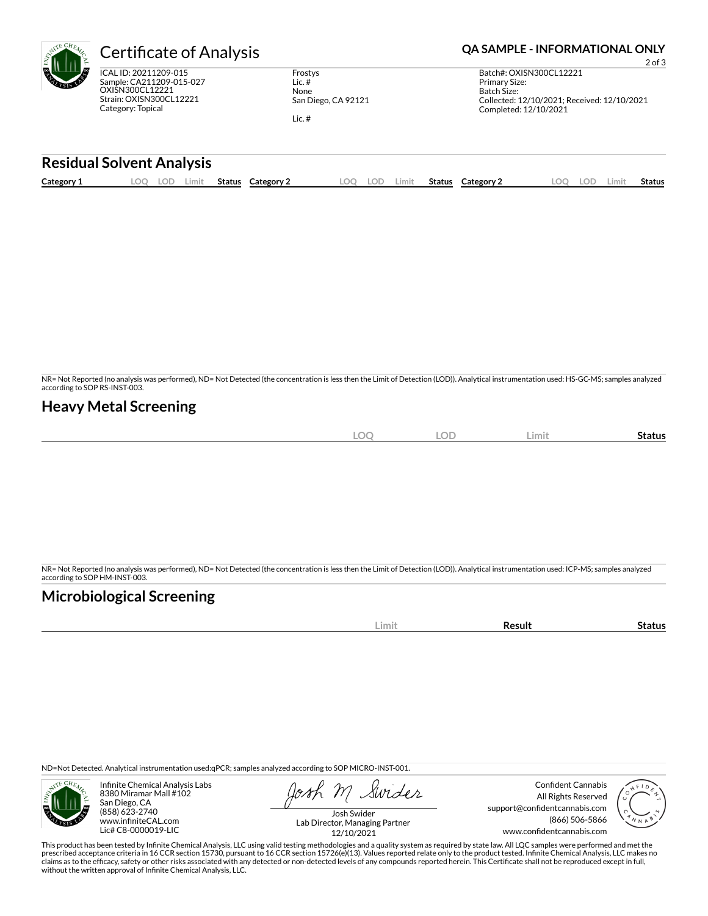# Certificate of Analysis

**QA SAMPLE - INFORMATIONAL ONLY**

ICAL ID: 20211209-015
Sample: CA211209-015-027
OXISN300CL12221
Strain: OXISN300CL12221
Category: Topical

Frostys
Lic. #
None
San Diego, CA 92121

Lic. #

Batch#: OXISN300CL12221
Primary Size:
Batch Size:
Collected: 12/10/2021; Received: 12/10/2021
Completed: 12/10/2021

## Residual Solvent Analysis

| Category 1 | LOQ | LOD | Limit | Status | Category 2 | LOQ | LOD | Limit | Status | Category 2 | LOQ | LOD | Limit | Status |
|---|---|---|---|---|---|---|---|---|---|---|---|---|---|---|

NR= Not Reported (no analysis was performed), ND= Not Detected (the concentration is less then the Limit of Detection (LOD)). Analytical instrumentation used: HS-GC-MS; samples analyzed according to SOP RS-INST-003.

## Heavy Metal Screening

| | LOQ | LOD | Limit | Status |
|---|---|---|---|---|

NR= Not Reported (no analysis was performed), ND= Not Detected (the concentration is less then the Limit of Detection (LOD)). Analytical instrumentation used: ICP-MS; samples analyzed according to SOP HM-INST-003.

## Microbiological Screening

| | Limit | Result | Status |
|---|---|---|---|

ND=Not Detected. Analytical instrumentation used:qPCR; samples analyzed according to SOP MICRO-INST-001.

Infinite Chemical Analysis Labs
8380 Miramar Mall #102
San Diego, CA
(858) 623-2740
www.infiniteCAL.com
Lic# C8-0000019-LIC

Josh Swider
Lab Director, Managing Partner
12/10/2021

Confident Cannabis
All Rights Reserved
support@confidentcannabis.com
(866) 506-5866
www.confidentcannabis.com

This product has been tested by Infinite Chemical Analysis, LLC using valid testing methodologies and a quality system as required by state law. All LQC samples were performed and met the prescribed acceptance criteria in 16 CCR section 15730, pursuant to 16 CCR section 15726(e)(13). Values reported relate only to the product tested. Infinite Chemical Analysis, LLC makes no claims as to the efficacy, safety or other risks associated with any detected or non-detected levels of any compounds reported herein. This Certificate shall not be reproduced except in full, without the written approval of Infinite Chemical Analysis, LLC.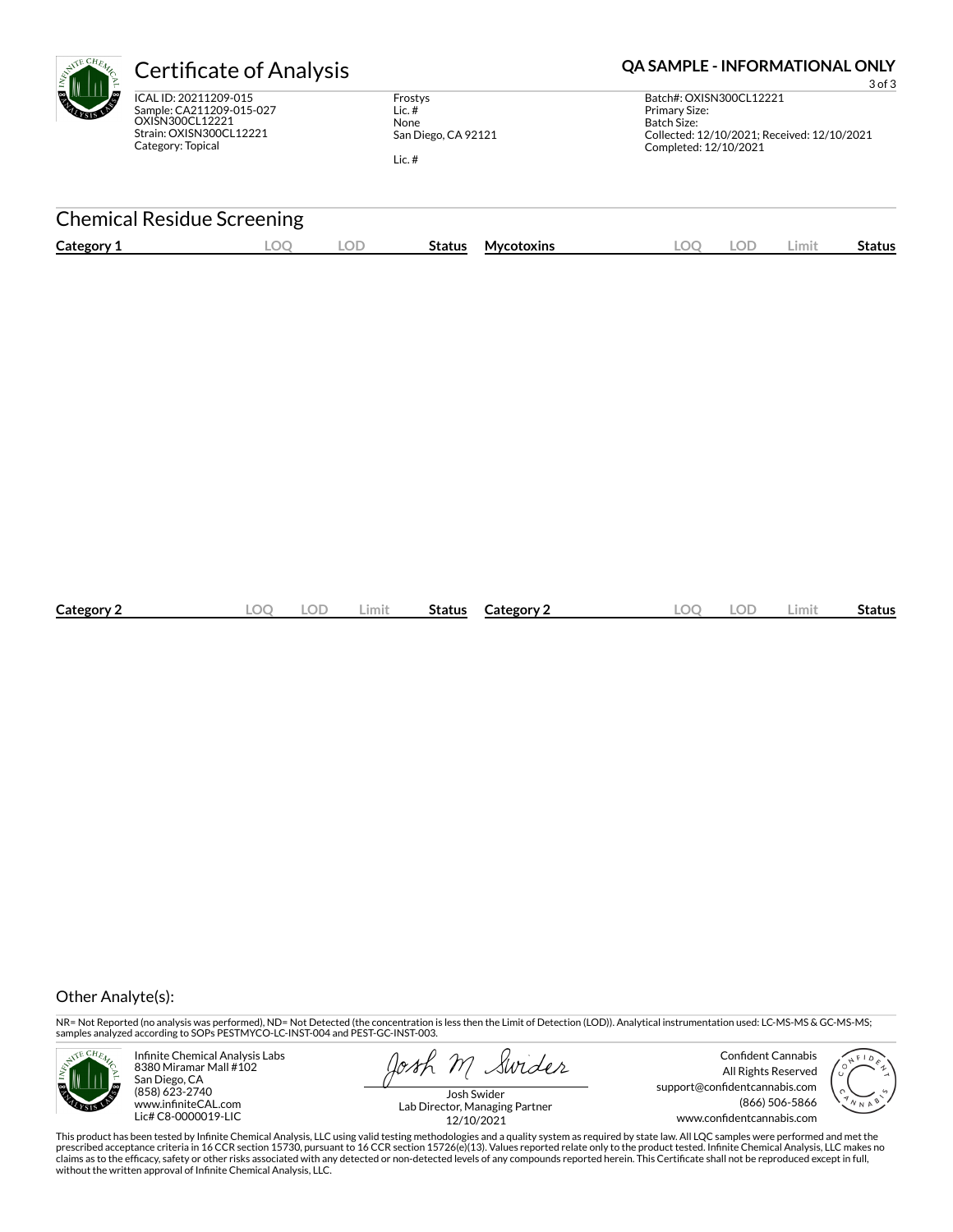# Certificate of Analysis

**QA SAMPLE - INFORMATIONAL ONLY**

ICAL ID: 20211209-015
Sample: CA211209-015-027
OXISN300CL12221
Strain: OXISN300CL12221
Category: Topical

Frostys
Lic. #
None
San Diego, CA 92121

Lic. #

Batch#: OXISN300CL12221
Primary Size:
Batch Size:
Collected: 12/10/2021; Received: 12/10/2021
Completed: 12/10/2021

## Chemical Residue Screening

| Category 1 | LOQ | LOD | Status |
|---|---|---|---|

| Mycotoxins | LOQ | LOD | Limit | Status |
|---|---|---|---|---|

| Category 2 | LOQ | LOD | Limit | Status |
|---|---|---|---|---|

| Category 2 | LOQ | LOD | Limit | Status |
|---|---|---|---|---|

Other Analyte(s):

NR= Not Reported (no analysis was performed), ND= Not Detected (the concentration is less then the Limit of Detection (LOD)). Analytical instrumentation used: LC-MS-MS & GC-MS-MS; samples analyzed according to SOPs PESTMYCO-LC-INST-004 and PEST-GC-INST-003.

Infinite Chemical Analysis Labs
8380 Miramar Mall #102
San Diego, CA
(858) 623-2740
www.infiniteCAL.com
Lic# C8-0000019-LIC

Josh Swider
Lab Director, Managing Partner
12/10/2021

Confident Cannabis
All Rights Reserved
support@confidentcannabis.com
(866) 506-5866
www.confidentcannabis.com

This product has been tested by Infinite Chemical Analysis, LLC using valid testing methodologies and a quality system as required by state law. All LQC samples were performed and met the prescribed acceptance criteria in 16 CCR section 15730, pursuant to 16 CCR section 15726(e)(13). Values reported relate only to the product tested. Infinite Chemical Analysis, LLC makes no claims as to the efficacy, safety or other risks associated with any detected or non-detected levels of any compounds reported herein. This Certificate shall not be reproduced except in full, without the written approval of Infinite Chemical Analysis, LLC.